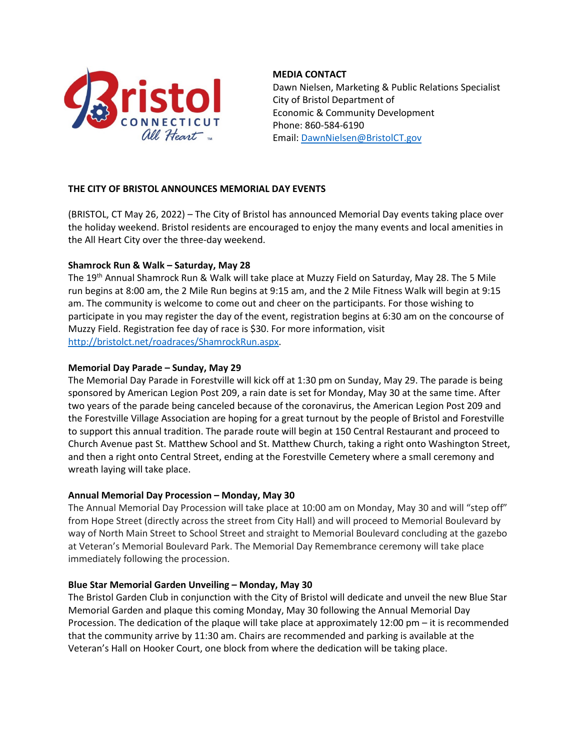**MEDIA CONTACT**
Dawn Nielsen, Marketing & Public Relations Specialist
City of Bristol Department of
Economic & Community Development
Phone: 860-584-6190
Email: [DawnNielsen@BristolCT.gov](mailto:DawnNielsen@BristolCT.gov)

**THE CITY OF BRISTOL ANNOUNCES MEMORIAL DAY EVENTS**

(BRISTOL, CT May 26, 2022) – The City of Bristol has announced Memorial Day events taking place over the holiday weekend. Bristol residents are encouraged to enjoy the many events and local amenities in the All Heart City over the three-day weekend.

**Shamrock Run & Walk – Saturday, May 28**

The 19th Annual Shamrock Run & Walk will take place at Muzzy Field on Saturday, May 28. The 5 Mile run begins at 8:00 am, the 2 Mile Run begins at 9:15 am, and the 2 Mile Fitness Walk will begin at 9:15 am. The community is welcome to come out and cheer on the participants. For those wishing to participate in you may register the day of the event, registration begins at 6:30 am on the concourse of Muzzy Field. Registration fee day of race is $30. For more information, visit [http://bristolct.net/roadraces/ShamrockRun.aspx](http://bristolct.net/roadraces/ShamrockRun.aspx).

**Memorial Day Parade – Sunday, May 29**

The Memorial Day Parade in Forestville will kick off at 1:30 pm on Sunday, May 29. The parade is being sponsored by American Legion Post 209, a rain date is set for Monday, May 30 at the same time. After two years of the parade being canceled because of the coronavirus, the American Legion Post 209 and the Forestville Village Association are hoping for a great turnout by the people of Bristol and Forestville to support this annual tradition. The parade route will begin at 150 Central Restaurant and proceed to Church Avenue past St. Matthew School and St. Matthew Church, taking a right onto Washington Street, and then a right onto Central Street, ending at the Forestville Cemetery where a small ceremony and wreath laying will take place.

**Annual Memorial Day Procession – Monday, May 30**

The Annual Memorial Day Procession will take place at 10:00 am on Monday, May 30 and will "step off" from Hope Street (directly across the street from City Hall) and will proceed to Memorial Boulevard by way of North Main Street to School Street and straight to Memorial Boulevard concluding at the gazebo at Veteran's Memorial Boulevard Park. The Memorial Day Remembrance ceremony will take place immediately following the procession.

**Blue Star Memorial Garden Unveiling – Monday, May 30**

The Bristol Garden Club in conjunction with the City of Bristol will dedicate and unveil the new Blue Star Memorial Garden and plaque this coming Monday, May 30 following the Annual Memorial Day Procession. The dedication of the plaque will take place at approximately 12:00 pm – it is recommended that the community arrive by 11:30 am. Chairs are recommended and parking is available at the Veteran's Hall on Hooker Court, one block from where the dedication will be taking place.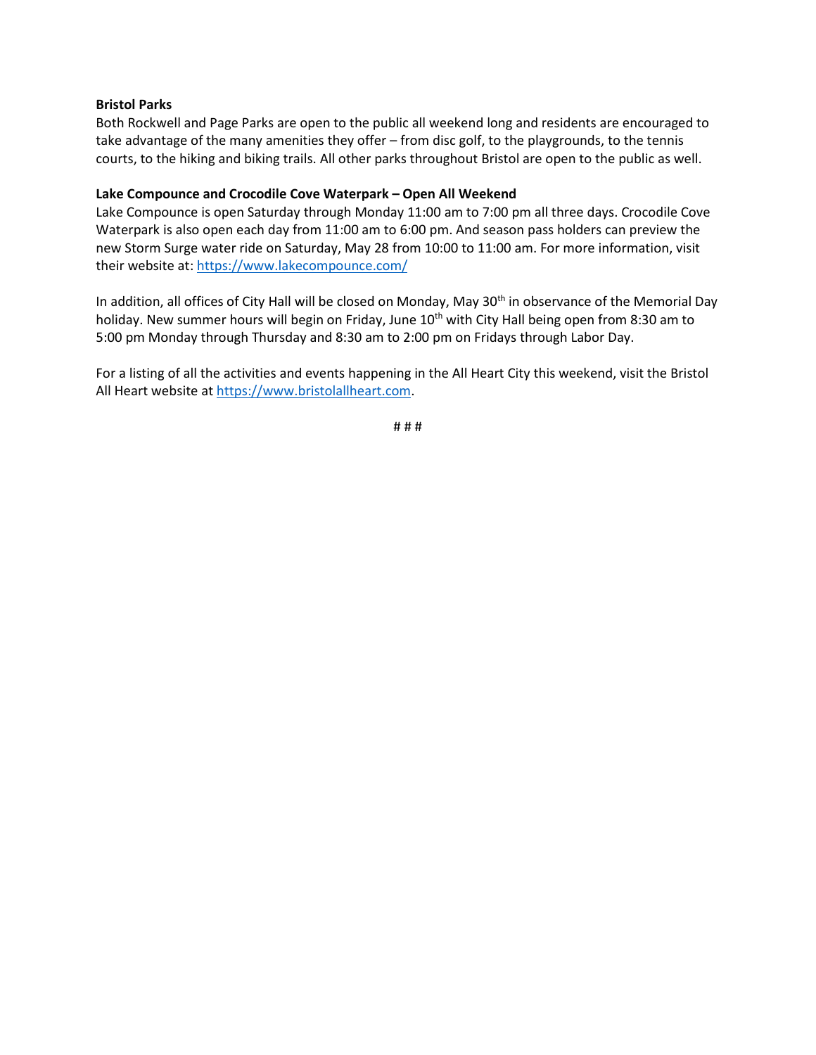**Bristol Parks**
Both Rockwell and Page Parks are open to the public all weekend long and residents are encouraged to take advantage of the many amenities they offer – from disc golf, to the playgrounds, to the tennis courts, to the hiking and biking trails. All other parks throughout Bristol are open to the public as well.

**Lake Compounce and Crocodile Cove Waterpark – Open All Weekend**
Lake Compounce is open Saturday through Monday 11:00 am to 7:00 pm all three days. Crocodile Cove Waterpark is also open each day from 11:00 am to 6:00 pm. And season pass holders can preview the new Storm Surge water ride on Saturday, May 28 from 10:00 to 11:00 am. For more information, visit their website at: https://www.lakecompounce.com/

In addition, all offices of City Hall will be closed on Monday, May 30th in observance of the Memorial Day holiday. New summer hours will begin on Friday, June 10th with City Hall being open from 8:30 am to 5:00 pm Monday through Thursday and 8:30 am to 2:00 pm on Fridays through Labor Day.

For a listing of all the activities and events happening in the All Heart City this weekend, visit the Bristol All Heart website at https://www.bristolallheart.com.

# # #